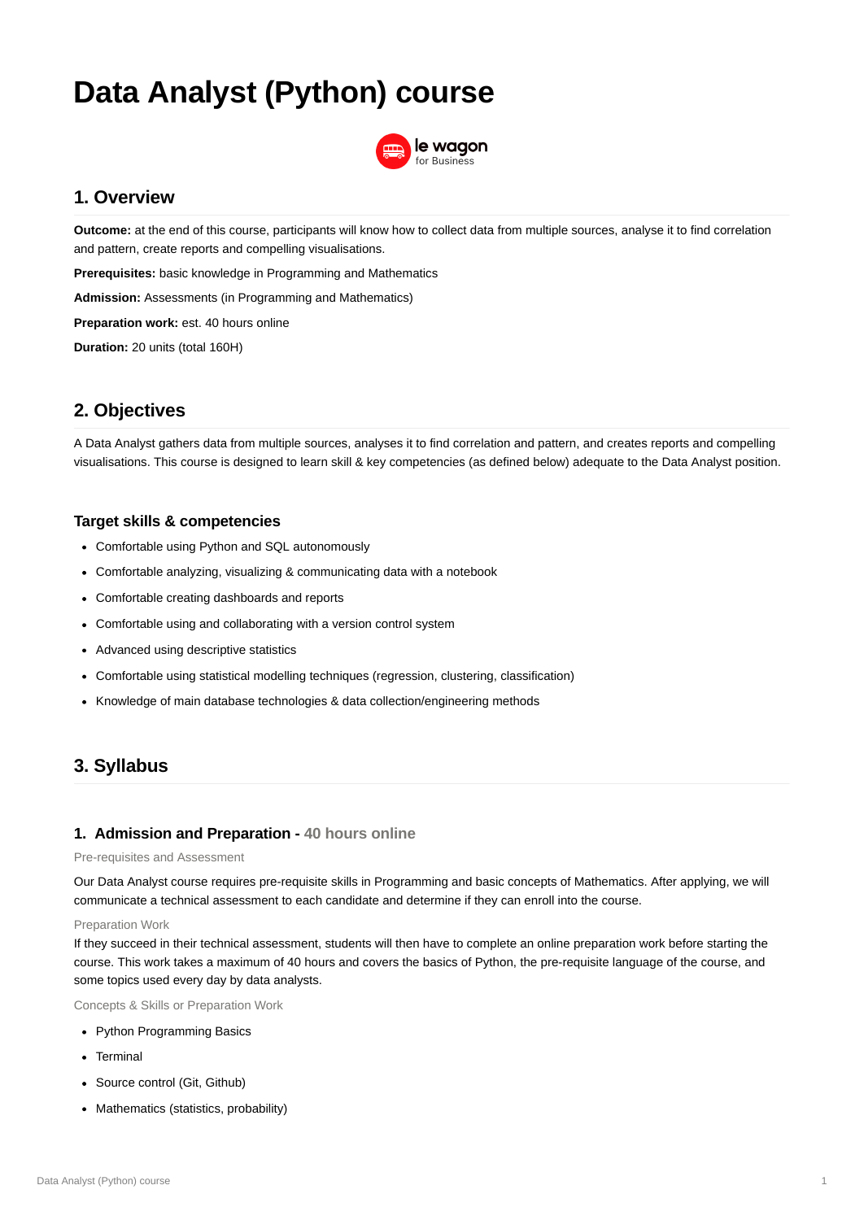# Data Analyst (Python) course

le wagon
for Business

## 1. Overview

**Outcome:** at the end of this course, participants will know how to collect data from multiple sources, analyse it to find correlation and pattern, create reports and compelling visualisations.

**Prerequisites:** basic knowledge in Programming and Mathematics

**Admission:** Assessments (in Programming and Mathematics)

**Preparation work:** est. 40 hours online

**Duration:** 20 units (total 160H)

## 2. Objectives

A Data Analyst gathers data from multiple sources, analyses it to find correlation and pattern, and creates reports and compelling visualisations. This course is designed to learn skill & key competencies (as defined below) adequate to the Data Analyst position.

### Target skills & competencies

- Comfortable using Python and SQL autonomously
- Comfortable analyzing, visualizing & communicating data with a notebook
- Comfortable creating dashboards and reports
- Comfortable using and collaborating with a version control system
- Advanced using descriptive statistics
- Comfortable using statistical modelling techniques (regression, clustering, classification)
- Knowledge of main database technologies & data collection/engineering methods

## 3. Syllabus

### 1. Admission and Preparation - 40 hours online

Pre-requisites and Assessment

Our Data Analyst course requires pre-requisite skills in Programming and basic concepts of Mathematics. After applying, we will communicate a technical assessment to each candidate and determine if they can enroll into the course.

Preparation Work

If they succeed in their technical assessment, students will then have to complete an online preparation work before starting the course. This work takes a maximum of 40 hours and covers the basics of Python, the pre-requisite language of the course, and some topics used every day by data analysts.

Concepts & Skills or Preparation Work

- Python Programming Basics
- Terminal
- Source control (Git, Github)
- Mathematics (statistics, probability)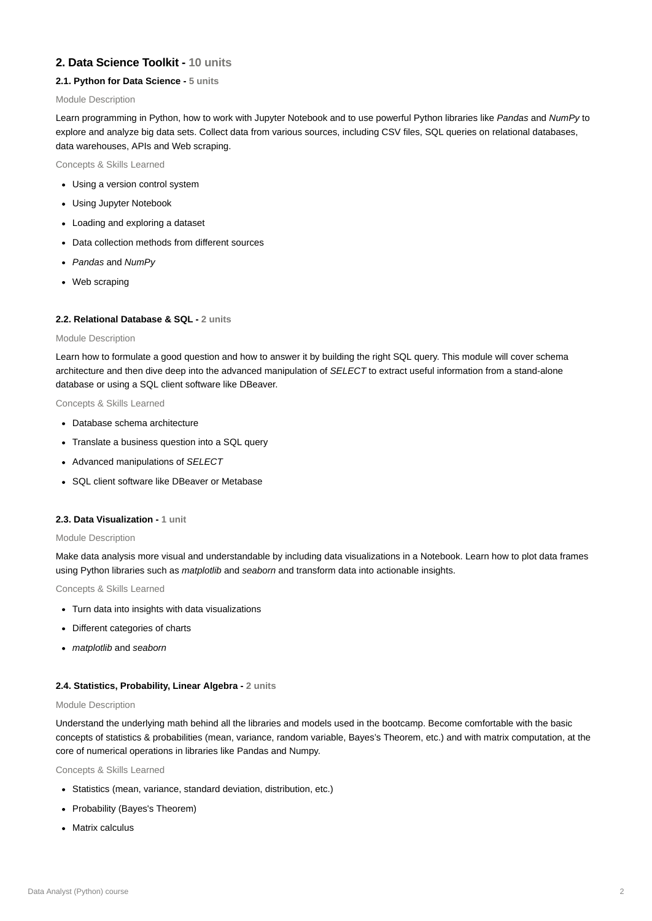## 2. Data Science Toolkit - 10 units

### 2.1. Python for Data Science - 5 units

Module Description

Learn programming in Python, how to work with Jupyter Notebook and to use powerful Python libraries like *Pandas* and *NumPy* to explore and analyze big data sets. Collect data from various sources, including CSV files, SQL queries on relational databases, data warehouses, APIs and Web scraping.

Concepts & Skills Learned

- Using a version control system
- Using Jupyter Notebook
- Loading and exploring a dataset
- Data collection methods from different sources
- *Pandas* and *NumPy*
- Web scraping

### 2.2. Relational Database & SQL - 2 units

Module Description

Learn how to formulate a good question and how to answer it by building the right SQL query. This module will cover schema architecture and then dive deep into the advanced manipulation of *SELECT* to extract useful information from a stand-alone database or using a SQL client software like DBeaver.

Concepts & Skills Learned

- Database schema architecture
- Translate a business question into a SQL query
- Advanced manipulations of *SELECT*
- SQL client software like DBeaver or Metabase

### 2.3. Data Visualization - 1 unit

Module Description

Make data analysis more visual and understandable by including data visualizations in a Notebook. Learn how to plot data frames using Python libraries such as *matplotlib* and *seaborn* and transform data into actionable insights.

Concepts & Skills Learned

- Turn data into insights with data visualizations
- Different categories of charts
- *matplotlib* and *seaborn*

### 2.4. Statistics, Probability, Linear Algebra - 2 units

Module Description

Understand the underlying math behind all the libraries and models used in the bootcamp. Become comfortable with the basic concepts of statistics & probabilities (mean, variance, random variable, Bayes's Theorem, etc.) and with matrix computation, at the core of numerical operations in libraries like Pandas and Numpy.

Concepts & Skills Learned

- Statistics (mean, variance, standard deviation, distribution, etc.)
- Probability (Bayes's Theorem)
- Matrix calculus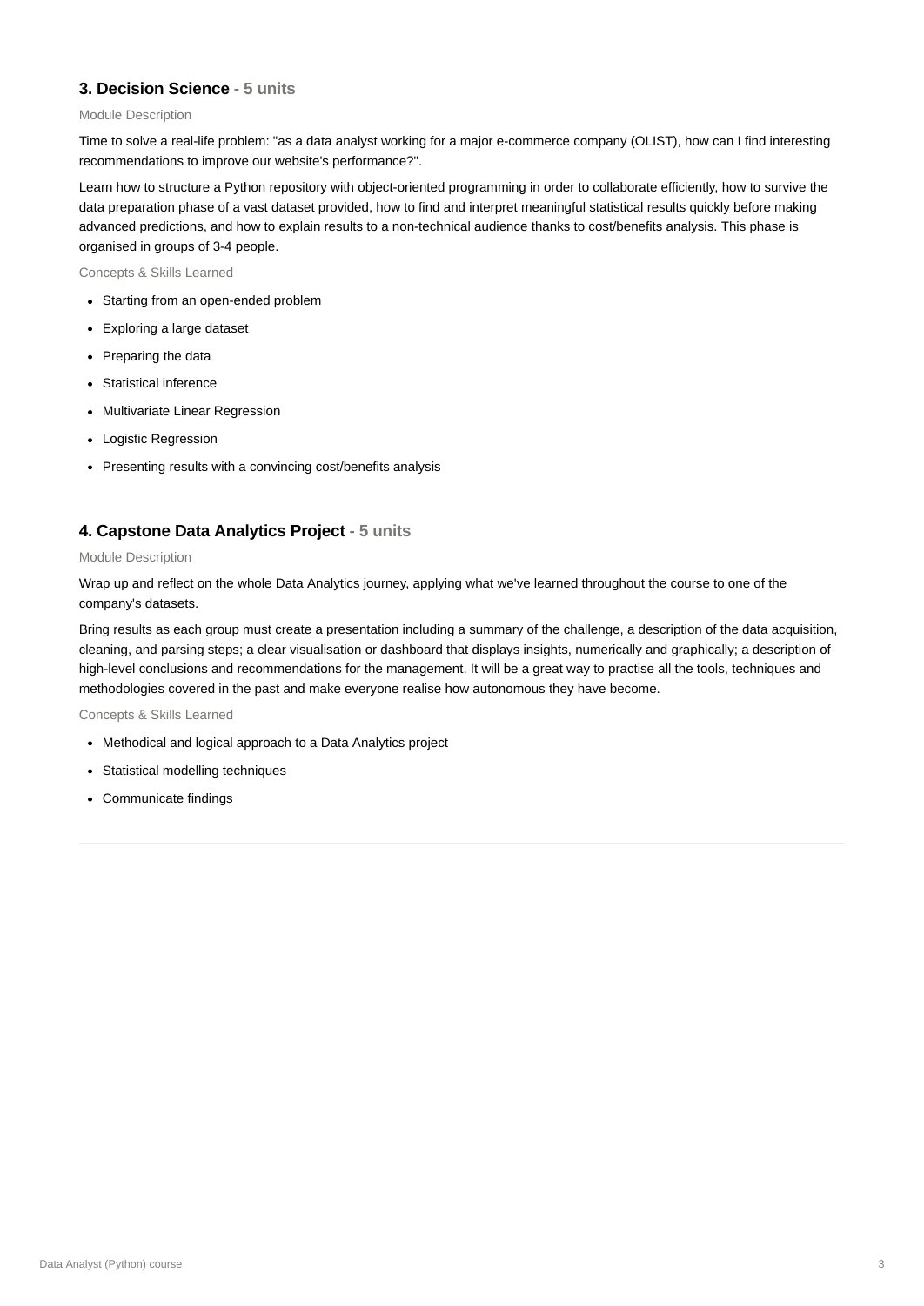### 3. Decision Science - 5 units

Module Description

Time to solve a real-life problem: "as a data analyst working for a major e-commerce company (OLIST), how can I find interesting recommendations to improve our website's performance?".

Learn how to structure a Python repository with object-oriented programming in order to collaborate efficiently, how to survive the data preparation phase of a vast dataset provided, how to find and interpret meaningful statistical results quickly before making advanced predictions, and how to explain results to a non-technical audience thanks to cost/benefits analysis. This phase is organised in groups of 3-4 people.

Concepts & Skills Learned

- Starting from an open-ended problem
- Exploring a large dataset
- Preparing the data
- Statistical inference
- Multivariate Linear Regression
- Logistic Regression
- Presenting results with a convincing cost/benefits analysis

### 4. Capstone Data Analytics Project - 5 units

Module Description

Wrap up and reflect on the whole Data Analytics journey, applying what we've learned throughout the course to one of the company's datasets.

Bring results as each group must create a presentation including a summary of the challenge, a description of the data acquisition, cleaning, and parsing steps; a clear visualisation or dashboard that displays insights, numerically and graphically; a description of high-level conclusions and recommendations for the management. It will be a great way to practise all the tools, techniques and methodologies covered in the past and make everyone realise how autonomous they have become.

Concepts & Skills Learned

- Methodical and logical approach to a Data Analytics project
- Statistical modelling techniques
- Communicate findings